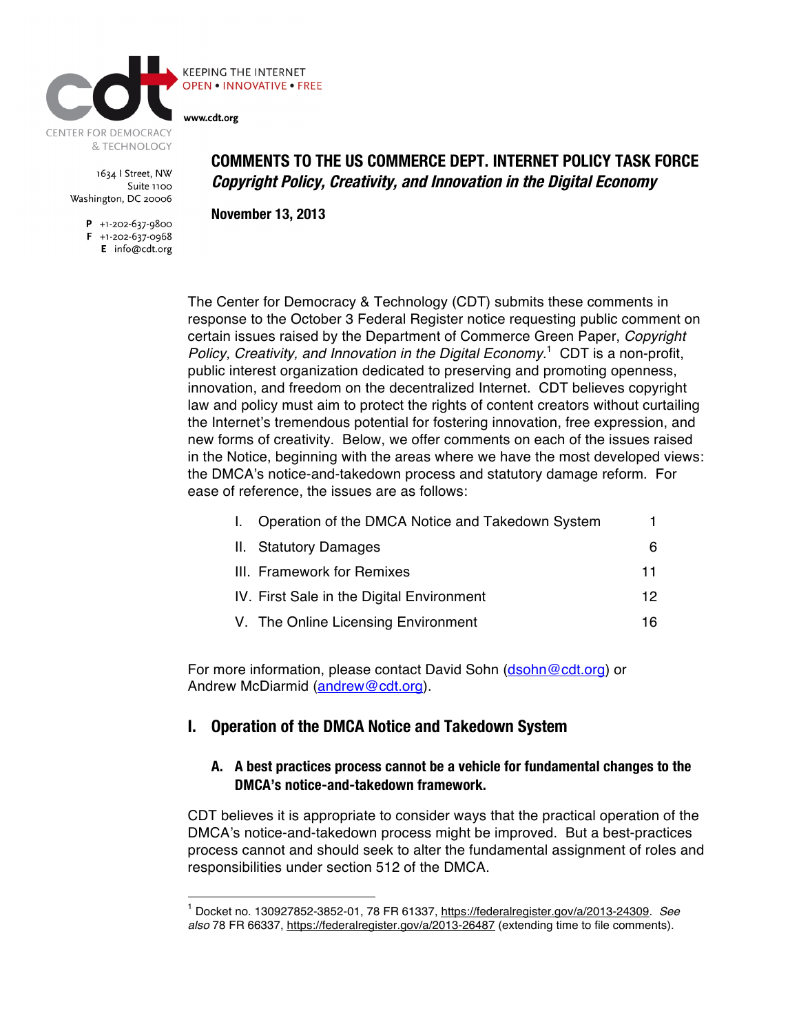CENTER FOR DEMOCRACY & TECHNOLOGY

KEEPING THE INTERNET OPEN • INNOVATIVE • FREE

www.cdt.org

1634 I Street, NW
Suite 1100
Washington, DC 20006

**P** +1-202-637-9800
**F** +1-202-637-0968
**E** info@cdt.org

# COMMENTS TO THE US COMMERCE DEPT. INTERNET POLICY TASK FORCE

## *Copyright Policy, Creativity, and Innovation in the Digital Economy*

**November 13, 2013**

The Center for Democracy & Technology (CDT) submits these comments in response to the October 3 Federal Register notice requesting public comment on certain issues raised by the Department of Commerce Green Paper, *Copyright Policy, Creativity, and Innovation in the Digital Economy*.[1] CDT is a non-profit, public interest organization dedicated to preserving and promoting openness, innovation, and freedom on the decentralized Internet. CDT believes copyright law and policy must aim to protect the rights of content creators without curtailing the Internet's tremendous potential for fostering innovation, free expression, and new forms of creativity. Below, we offer comments on each of the issues raised in the Notice, beginning with the areas where we have the most developed views: the DMCA's notice-and-takedown process and statutory damage reform. For ease of reference, the issues are as follows:

| | |
|---|---|
| I. Operation of the DMCA Notice and Takedown System | 1 |
| II. Statutory Damages | 6 |
| III. Framework for Remixes | 11 |
| IV. First Sale in the Digital Environment | 12 |
| V. The Online Licensing Environment | 16 |

For more information, please contact David Sohn (dsohn@cdt.org) or Andrew McDiarmid (andrew@cdt.org).

## I. Operation of the DMCA Notice and Takedown System

### A. A best practices process cannot be a vehicle for fundamental changes to the DMCA's notice-and-takedown framework.

CDT believes it is appropriate to consider ways that the practical operation of the DMCA's notice-and-takedown process might be improved. But a best-practices process cannot and should seek to alter the fundamental assignment of roles and responsibilities under section 512 of the DMCA.

[1] Docket no. 130927852-3852-01, 78 FR 61337, https://federalregister.gov/a/2013-24309. *See also* 78 FR 66337, https://federalregister.gov/a/2013-26487 (extending time to file comments).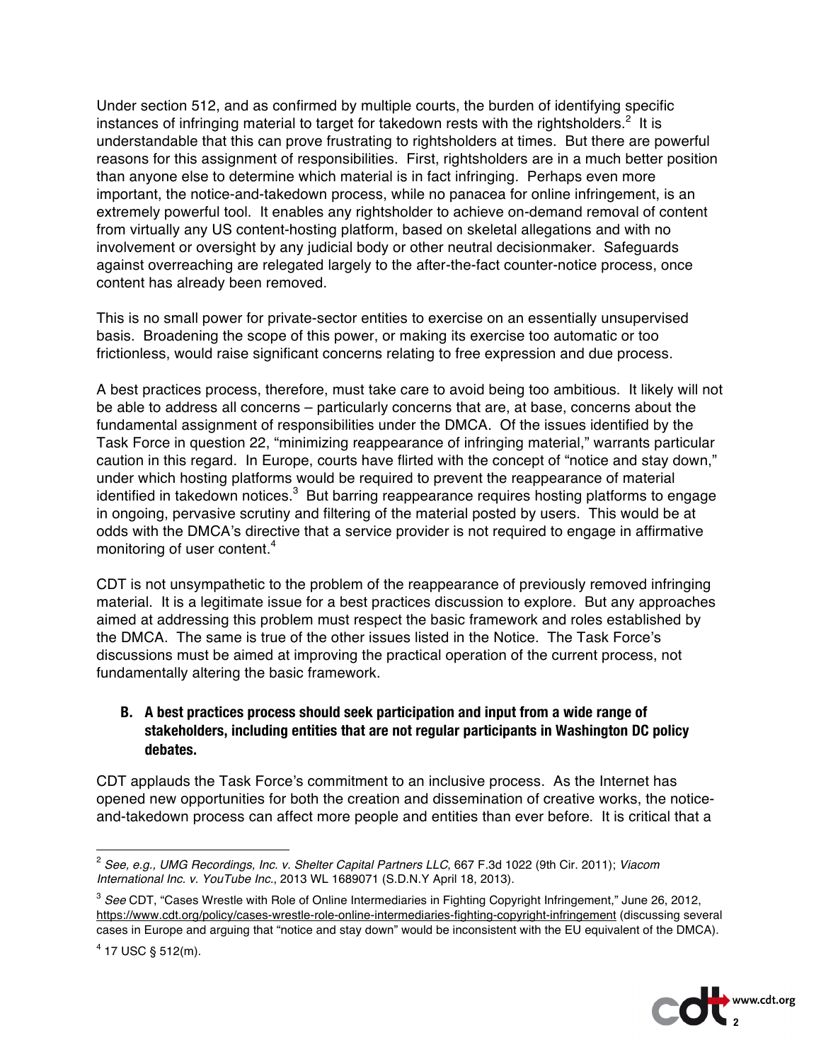Under section 512, and as confirmed by multiple courts, the burden of identifying specific instances of infringing material to target for takedown rests with the rightsholders.[2] It is understandable that this can prove frustrating to rightsholders at times. But there are powerful reasons for this assignment of responsibilities. First, rightsholders are in a much better position than anyone else to determine which material is in fact infringing. Perhaps even more important, the notice-and-takedown process, while no panacea for online infringement, is an extremely powerful tool. It enables any rightsholder to achieve on-demand removal of content from virtually any US content-hosting platform, based on skeletal allegations and with no involvement or oversight by any judicial body or other neutral decisionmaker. Safeguards against overreaching are relegated largely to the after-the-fact counter-notice process, once content has already been removed.

This is no small power for private-sector entities to exercise on an essentially unsupervised basis. Broadening the scope of this power, or making its exercise too automatic or too frictionless, would raise significant concerns relating to free expression and due process.

A best practices process, therefore, must take care to avoid being too ambitious. It likely will not be able to address all concerns – particularly concerns that are, at base, concerns about the fundamental assignment of responsibilities under the DMCA. Of the issues identified by the Task Force in question 22, "minimizing reappearance of infringing material," warrants particular caution in this regard. In Europe, courts have flirted with the concept of "notice and stay down," under which hosting platforms would be required to prevent the reappearance of material identified in takedown notices.[3] But barring reappearance requires hosting platforms to engage in ongoing, pervasive scrutiny and filtering of the material posted by users. This would be at odds with the DMCA's directive that a service provider is not required to engage in affirmative monitoring of user content.[4]

CDT is not unsympathetic to the problem of the reappearance of previously removed infringing material. It is a legitimate issue for a best practices discussion to explore. But any approaches aimed at addressing this problem must respect the basic framework and roles established by the DMCA. The same is true of the other issues listed in the Notice. The Task Force's discussions must be aimed at improving the practical operation of the current process, not fundamentally altering the basic framework.

### B. A best practices process should seek participation and input from a wide range of stakeholders, including entities that are not regular participants in Washington DC policy debates.

CDT applauds the Task Force's commitment to an inclusive process. As the Internet has opened new opportunities for both the creation and dissemination of creative works, the notice-and-takedown process can affect more people and entities than ever before. It is critical that a

---

[2] *See, e.g., UMG Recordings, Inc. v. Shelter Capital Partners LLC*, 667 F.3d 1022 (9th Cir. 2011); *Viacom International Inc. v. YouTube Inc.*, 2013 WL 1689071 (S.D.N.Y April 18, 2013).

[3] *See* CDT, "Cases Wrestle with Role of Online Intermediaries in Fighting Copyright Infringement," June 26, 2012, https://www.cdt.org/policy/cases-wrestle-role-online-intermediaries-fighting-copyright-infringement (discussing several cases in Europe and arguing that "notice and stay down" would be inconsistent with the EU equivalent of the DMCA).

[4] 17 USC § 512(m).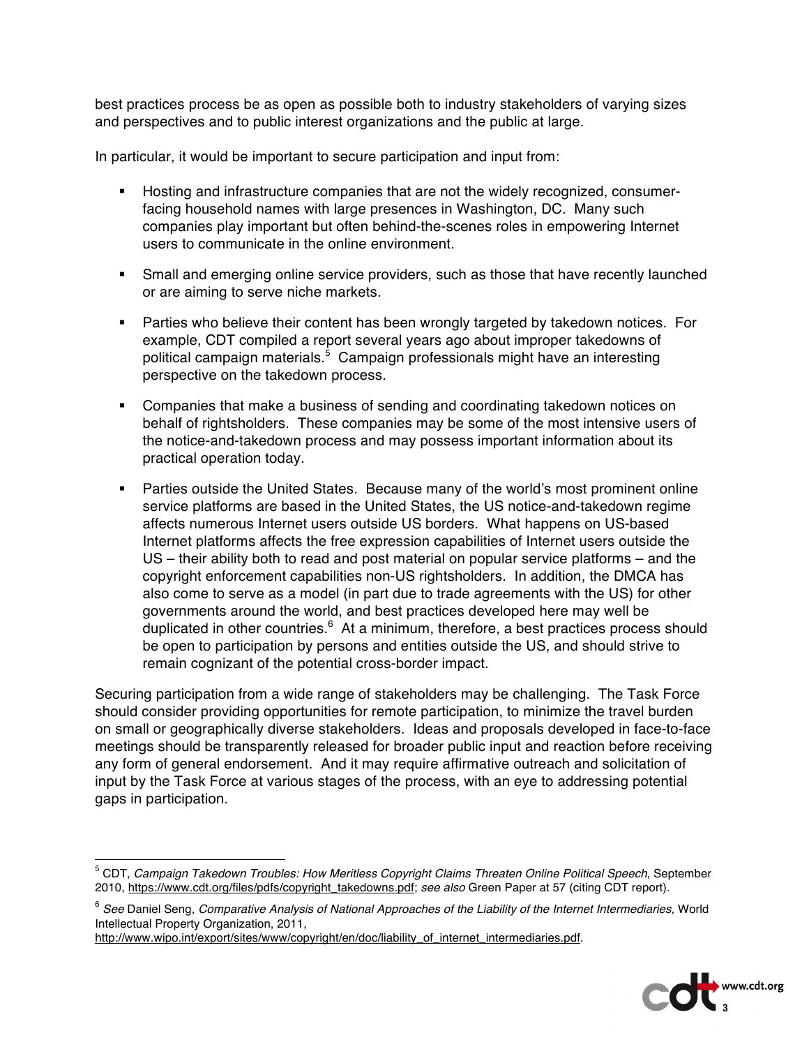best practices process be as open as possible both to industry stakeholders of varying sizes and perspectives and to public interest organizations and the public at large.

In particular, it would be important to secure participation and input from:

- Hosting and infrastructure companies that are not the widely recognized, consumer-facing household names with large presences in Washington, DC. Many such companies play important but often behind-the-scenes roles in empowering Internet users to communicate in the online environment.

- Small and emerging online service providers, such as those that have recently launched or are aiming to serve niche markets.

- Parties who believe their content has been wrongly targeted by takedown notices. For example, CDT compiled a report several years ago about improper takedowns of political campaign materials.[5] Campaign professionals might have an interesting perspective on the takedown process.

- Companies that make a business of sending and coordinating takedown notices on behalf of rightsholders. These companies may be some of the most intensive users of the notice-and-takedown process and may possess important information about its practical operation today.

- Parties outside the United States. Because many of the world's most prominent online service platforms are based in the United States, the US notice-and-takedown regime affects numerous Internet users outside US borders. What happens on US-based Internet platforms affects the free expression capabilities of Internet users outside the US – their ability both to read and post material on popular service platforms – and the copyright enforcement capabilities non-US rightsholders. In addition, the DMCA has also come to serve as a model (in part due to trade agreements with the US) for other governments around the world, and best practices developed here may well be duplicated in other countries.[6] At a minimum, therefore, a best practices process should be open to participation by persons and entities outside the US, and should strive to remain cognizant of the potential cross-border impact.

Securing participation from a wide range of stakeholders may be challenging. The Task Force should consider providing opportunities for remote participation, to minimize the travel burden on small or geographically diverse stakeholders. Ideas and proposals developed in face-to-face meetings should be transparently released for broader public input and reaction before receiving any form of general endorsement. And it may require affirmative outreach and solicitation of input by the Task Force at various stages of the process, with an eye to addressing potential gaps in participation.

---

[5] CDT, *Campaign Takedown Troubles: How Meritless Copyright Claims Threaten Online Political Speech*, September 2010, https://www.cdt.org/files/pdfs/copyright_takedowns.pdf; *see also* Green Paper at 57 (citing CDT report).

[6] *See* Daniel Seng, *Comparative Analysis of National Approaches of the Liability of the Internet Intermediaries,* World Intellectual Property Organization, 2011, http://www.wipo.int/export/sites/www/copyright/en/doc/liability_of_internet_intermediaries.pdf.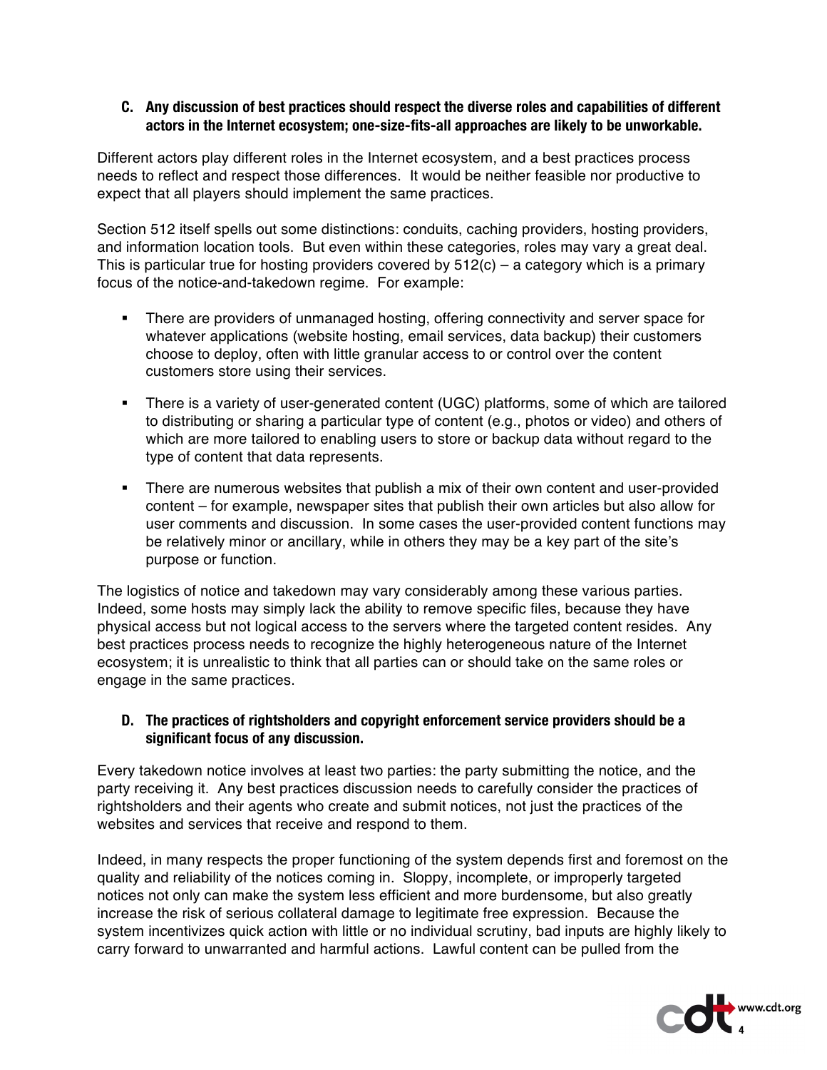### C. Any discussion of best practices should respect the diverse roles and capabilities of different actors in the Internet ecosystem; one-size-fits-all approaches are likely to be unworkable.

Different actors play different roles in the Internet ecosystem, and a best practices process needs to reflect and respect those differences. It would be neither feasible nor productive to expect that all players should implement the same practices.

Section 512 itself spells out some distinctions: conduits, caching providers, hosting providers, and information location tools. But even within these categories, roles may vary a great deal. This is particular true for hosting providers covered by 512(c) – a category which is a primary focus of the notice-and-takedown regime. For example:

- There are providers of unmanaged hosting, offering connectivity and server space for whatever applications (website hosting, email services, data backup) their customers choose to deploy, often with little granular access to or control over the content customers store using their services.

- There is a variety of user-generated content (UGC) platforms, some of which are tailored to distributing or sharing a particular type of content (e.g., photos or video) and others of which are more tailored to enabling users to store or backup data without regard to the type of content that data represents.

- There are numerous websites that publish a mix of their own content and user-provided content – for example, newspaper sites that publish their own articles but also allow for user comments and discussion. In some cases the user-provided content functions may be relatively minor or ancillary, while in others they may be a key part of the site's purpose or function.

The logistics of notice and takedown may vary considerably among these various parties. Indeed, some hosts may simply lack the ability to remove specific files, because they have physical access but not logical access to the servers where the targeted content resides. Any best practices process needs to recognize the highly heterogeneous nature of the Internet ecosystem; it is unrealistic to think that all parties can or should take on the same roles or engage in the same practices.

### D. The practices of rightsholders and copyright enforcement service providers should be a significant focus of any discussion.

Every takedown notice involves at least two parties: the party submitting the notice, and the party receiving it. Any best practices discussion needs to carefully consider the practices of rightsholders and their agents who create and submit notices, not just the practices of the websites and services that receive and respond to them.

Indeed, in many respects the proper functioning of the system depends first and foremost on the quality and reliability of the notices coming in. Sloppy, incomplete, or improperly targeted notices not only can make the system less efficient and more burdensome, but also greatly increase the risk of serious collateral damage to legitimate free expression. Because the system incentivizes quick action with little or no individual scrutiny, bad inputs are highly likely to carry forward to unwarranted and harmful actions. Lawful content can be pulled from the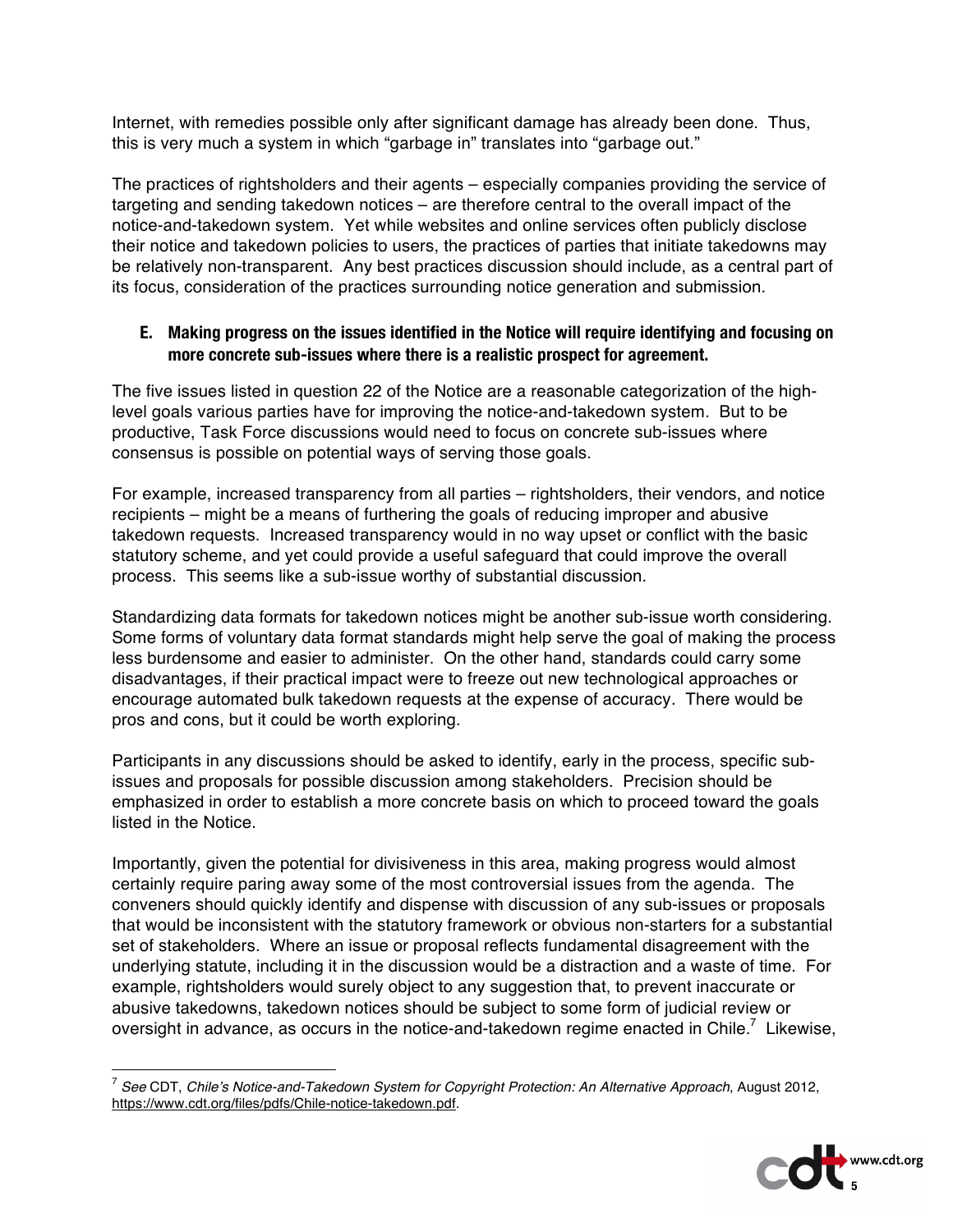Internet, with remedies possible only after significant damage has already been done. Thus, this is very much a system in which "garbage in" translates into "garbage out."

The practices of rightsholders and their agents – especially companies providing the service of targeting and sending takedown notices – are therefore central to the overall impact of the notice-and-takedown system. Yet while websites and online services often publicly disclose their notice and takedown policies to users, the practices of parties that initiate takedowns may be relatively non-transparent. Any best practices discussion should include, as a central part of its focus, consideration of the practices surrounding notice generation and submission.

### E. Making progress on the issues identified in the Notice will require identifying and focusing on more concrete sub-issues where there is a realistic prospect for agreement.

The five issues listed in question 22 of the Notice are a reasonable categorization of the high-level goals various parties have for improving the notice-and-takedown system. But to be productive, Task Force discussions would need to focus on concrete sub-issues where consensus is possible on potential ways of serving those goals.

For example, increased transparency from all parties – rightsholders, their vendors, and notice recipients – might be a means of furthering the goals of reducing improper and abusive takedown requests. Increased transparency would in no way upset or conflict with the basic statutory scheme, and yet could provide a useful safeguard that could improve the overall process. This seems like a sub-issue worthy of substantial discussion.

Standardizing data formats for takedown notices might be another sub-issue worth considering. Some forms of voluntary data format standards might help serve the goal of making the process less burdensome and easier to administer. On the other hand, standards could carry some disadvantages, if their practical impact were to freeze out new technological approaches or encourage automated bulk takedown requests at the expense of accuracy. There would be pros and cons, but it could be worth exploring.

Participants in any discussions should be asked to identify, early in the process, specific sub-issues and proposals for possible discussion among stakeholders. Precision should be emphasized in order to establish a more concrete basis on which to proceed toward the goals listed in the Notice.

Importantly, given the potential for divisiveness in this area, making progress would almost certainly require paring away some of the most controversial issues from the agenda. The conveners should quickly identify and dispense with discussion of any sub-issues or proposals that would be inconsistent with the statutory framework or obvious non-starters for a substantial set of stakeholders. Where an issue or proposal reflects fundamental disagreement with the underlying statute, including it in the discussion would be a distraction and a waste of time. For example, rightsholders would surely object to any suggestion that, to prevent inaccurate or abusive takedowns, takedown notices should be subject to some form of judicial review or oversight in advance, as occurs in the notice-and-takedown regime enacted in Chile.[7] Likewise,

---

[7] *See* CDT, *Chile's Notice-and-Takedown System for Copyright Protection: An Alternative Approach*, August 2012, https://www.cdt.org/files/pdfs/Chile-notice-takedown.pdf.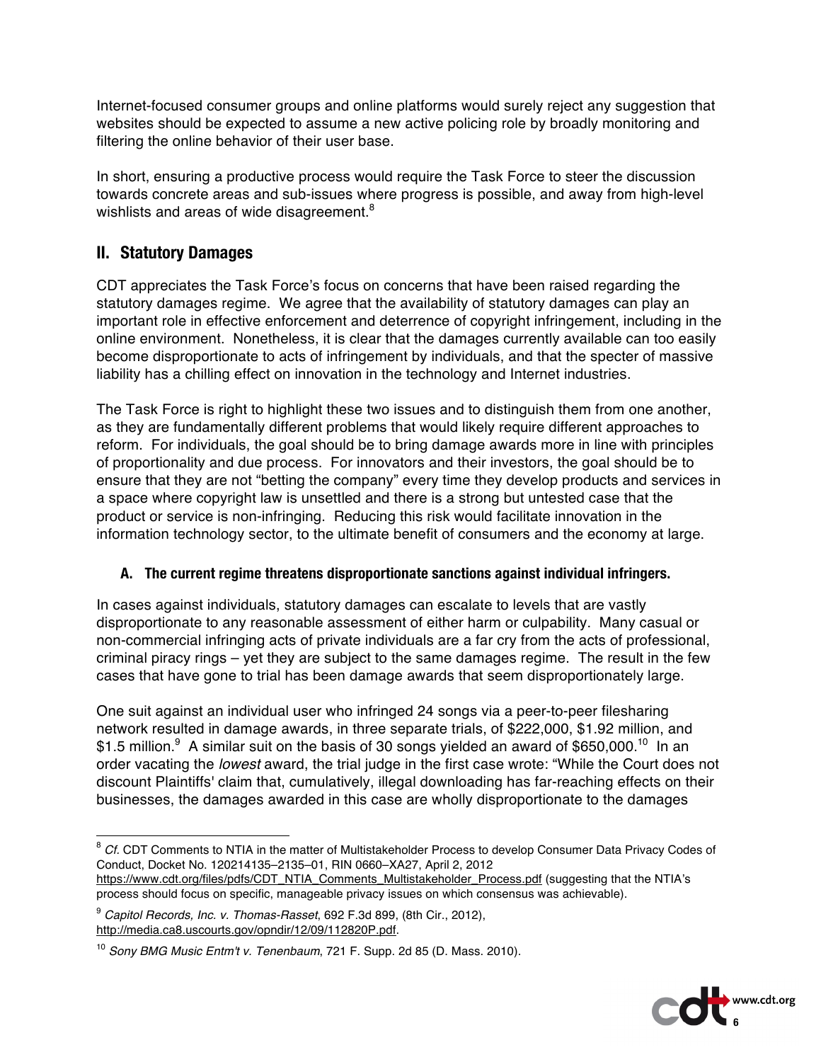Internet-focused consumer groups and online platforms would surely reject any suggestion that websites should be expected to assume a new active policing role by broadly monitoring and filtering the online behavior of their user base.

In short, ensuring a productive process would require the Task Force to steer the discussion towards concrete areas and sub-issues where progress is possible, and away from high-level wishlists and areas of wide disagreement.[8]

## II. Statutory Damages

CDT appreciates the Task Force's focus on concerns that have been raised regarding the statutory damages regime. We agree that the availability of statutory damages can play an important role in effective enforcement and deterrence of copyright infringement, including in the online environment. Nonetheless, it is clear that the damages currently available can too easily become disproportionate to acts of infringement by individuals, and that the specter of massive liability has a chilling effect on innovation in the technology and Internet industries.

The Task Force is right to highlight these two issues and to distinguish them from one another, as they are fundamentally different problems that would likely require different approaches to reform. For individuals, the goal should be to bring damage awards more in line with principles of proportionality and due process. For innovators and their investors, the goal should be to ensure that they are not "betting the company" every time they develop products and services in a space where copyright law is unsettled and there is a strong but untested case that the product or service is non-infringing. Reducing this risk would facilitate innovation in the information technology sector, to the ultimate benefit of consumers and the economy at large.

### A. The current regime threatens disproportionate sanctions against individual infringers.

In cases against individuals, statutory damages can escalate to levels that are vastly disproportionate to any reasonable assessment of either harm or culpability. Many casual or non-commercial infringing acts of private individuals are a far cry from the acts of professional, criminal piracy rings – yet they are subject to the same damages regime. The result in the few cases that have gone to trial has been damage awards that seem disproportionately large.

One suit against an individual user who infringed 24 songs via a peer-to-peer filesharing network resulted in damage awards, in three separate trials, of $222,000, $1.92 million, and $1.5 million.[9] A similar suit on the basis of 30 songs yielded an award of $650,000.[10] In an order vacating the *lowest* award, the trial judge in the first case wrote: "While the Court does not discount Plaintiffs' claim that, cumulatively, illegal downloading has far-reaching effects on their businesses, the damages awarded in this case are wholly disproportionate to the damages

---

[8] *Cf.* CDT Comments to NTIA in the matter of Multistakeholder Process to develop Consumer Data Privacy Codes of Conduct, Docket No. 120214135–2135–01, RIN 0660–XA27, April 2, 2012 https://www.cdt.org/files/pdfs/CDT_NTIA_Comments_Multistakeholder_Process.pdf (suggesting that the NTIA's process should focus on specific, manageable privacy issues on which consensus was achievable).

[9] *Capitol Records, Inc. v. Thomas-Rasset*, 692 F.3d 899, (8th Cir., 2012), http://media.ca8.uscourts.gov/opndir/12/09/112820P.pdf.

[10] *Sony BMG Music Entm't v. Tenenbaum*, 721 F. Supp. 2d 85 (D. Mass. 2010).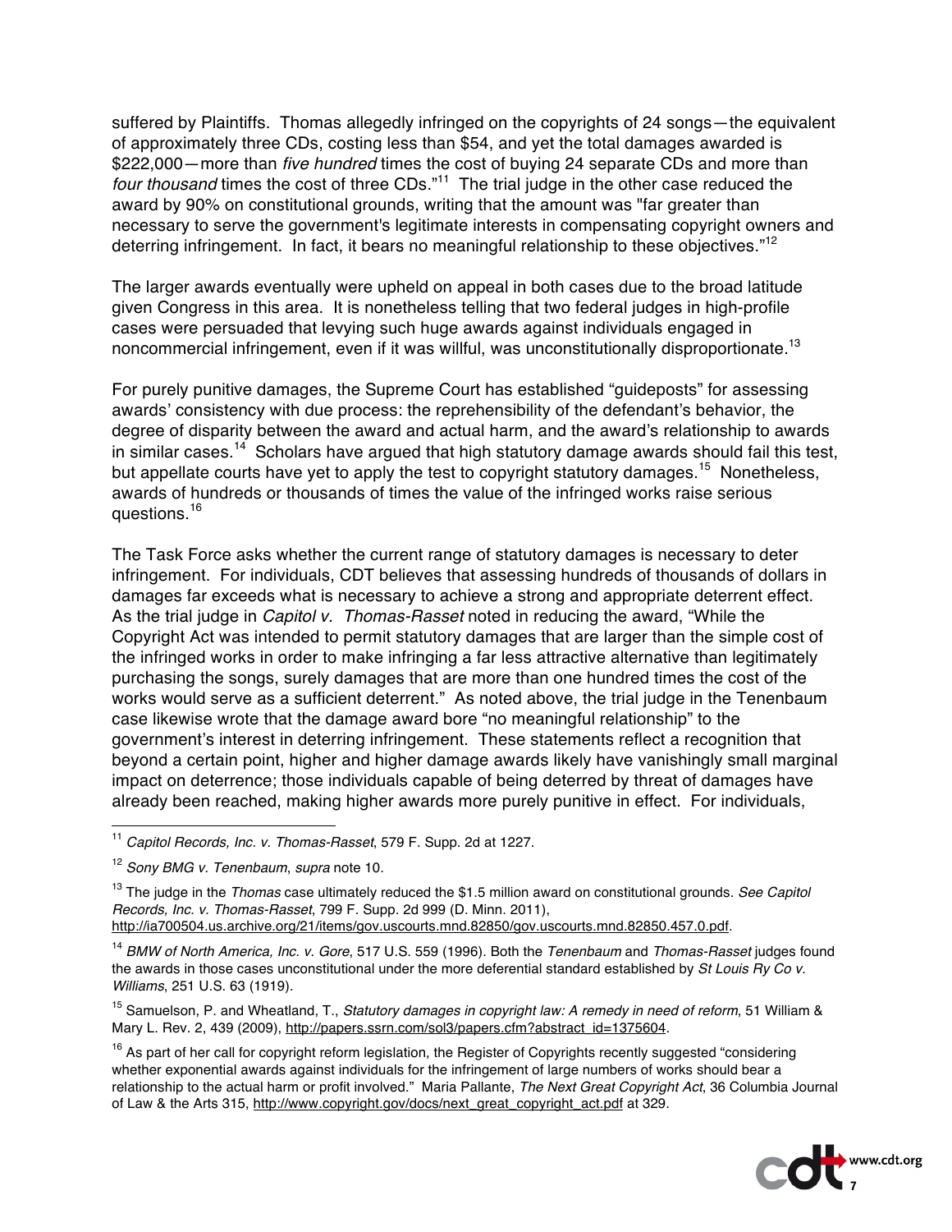suffered by Plaintiffs. Thomas allegedly infringed on the copyrights of 24 songs—the equivalent of approximately three CDs, costing less than $54, and yet the total damages awarded is $222,000—more than *five hundred* times the cost of buying 24 separate CDs and more than *four thousand* times the cost of three CDs."[11] The trial judge in the other case reduced the award by 90% on constitutional grounds, writing that the amount was "far greater than necessary to serve the government's legitimate interests in compensating copyright owners and deterring infringement. In fact, it bears no meaningful relationship to these objectives."[12]

The larger awards eventually were upheld on appeal in both cases due to the broad latitude given Congress in this area. It is nonetheless telling that two federal judges in high-profile cases were persuaded that levying such huge awards against individuals engaged in noncommercial infringement, even if it was willful, was unconstitutionally disproportionate.[13]

For purely punitive damages, the Supreme Court has established "guideposts" for assessing awards' consistency with due process: the reprehensibility of the defendant's behavior, the degree of disparity between the award and actual harm, and the award's relationship to awards in similar cases.[14] Scholars have argued that high statutory damage awards should fail this test, but appellate courts have yet to apply the test to copyright statutory damages.[15] Nonetheless, awards of hundreds or thousands of times the value of the infringed works raise serious questions.[16]

The Task Force asks whether the current range of statutory damages is necessary to deter infringement. For individuals, CDT believes that assessing hundreds of thousands of dollars in damages far exceeds what is necessary to achieve a strong and appropriate deterrent effect. As the trial judge in *Capitol v. Thomas-Rasset* noted in reducing the award, "While the Copyright Act was intended to permit statutory damages that are larger than the simple cost of the infringed works in order to make infringing a far less attractive alternative than legitimately purchasing the songs, surely damages that are more than one hundred times the cost of the works would serve as a sufficient deterrent." As noted above, the trial judge in the Tenenbaum case likewise wrote that the damage award bore "no meaningful relationship" to the government's interest in deterring infringement. These statements reflect a recognition that beyond a certain point, higher and higher damage awards likely have vanishingly small marginal impact on deterrence; those individuals capable of being deterred by threat of damages have already been reached, making higher awards more purely punitive in effect. For individuals,

---

[11] *Capitol Records, Inc. v. Thomas-Rasset*, 579 F. Supp. 2d at 1227.

[12] *Sony BMG v. Tenenbaum*, *supra* note 10.

[13] The judge in the *Thomas* case ultimately reduced the $1.5 million award on constitutional grounds. *See Capitol Records, Inc. v. Thomas-Rasset*, 799 F. Supp. 2d 999 (D. Minn. 2011), http://ia700504.us.archive.org/21/items/gov.uscourts.mnd.82850/gov.uscourts.mnd.82850.457.0.pdf.

[14] *BMW of North America, Inc. v. Gore*, 517 U.S. 559 (1996). Both the *Tenenbaum* and *Thomas-Rasset* judges found the awards in those cases unconstitutional under the more deferential standard established by *St Louis Ry Co v. Williams*, 251 U.S. 63 (1919).

[15] Samuelson, P. and Wheatland, T., *Statutory damages in copyright law: A remedy in need of reform*, 51 William & Mary L. Rev. 2, 439 (2009), http://papers.ssrn.com/sol3/papers.cfm?abstract_id=1375604.

[16] As part of her call for copyright reform legislation, the Register of Copyrights recently suggested "considering whether exponential awards against individuals for the infringement of large numbers of works should bear a relationship to the actual harm or profit involved." Maria Pallante, *The Next Great Copyright Act*, 36 Columbia Journal of Law & the Arts 315, http://www.copyright.gov/docs/next_great_copyright_act.pdf at 329.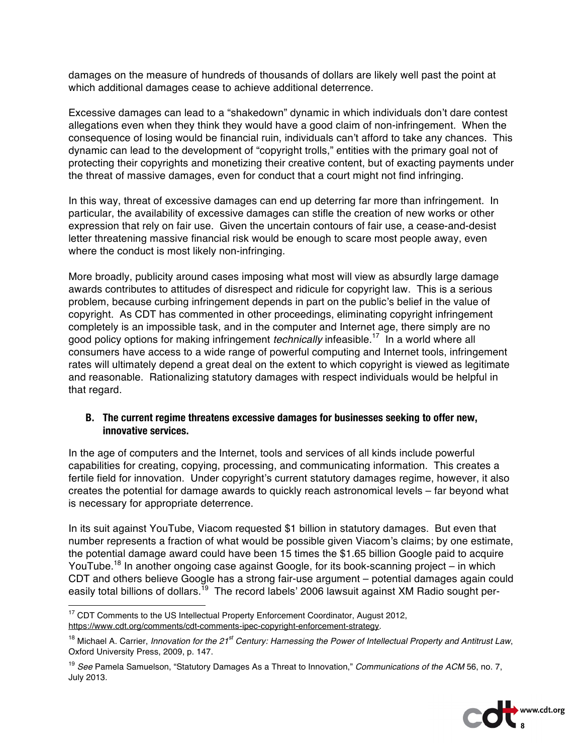damages on the measure of hundreds of thousands of dollars are likely well past the point at which additional damages cease to achieve additional deterrence.

Excessive damages can lead to a "shakedown" dynamic in which individuals don't dare contest allegations even when they think they would have a good claim of non-infringement. When the consequence of losing would be financial ruin, individuals can't afford to take any chances. This dynamic can lead to the development of "copyright trolls," entities with the primary goal not of protecting their copyrights and monetizing their creative content, but of exacting payments under the threat of massive damages, even for conduct that a court might not find infringing.

In this way, threat of excessive damages can end up deterring far more than infringement. In particular, the availability of excessive damages can stifle the creation of new works or other expression that rely on fair use. Given the uncertain contours of fair use, a cease-and-desist letter threatening massive financial risk would be enough to scare most people away, even where the conduct is most likely non-infringing.

More broadly, publicity around cases imposing what most will view as absurdly large damage awards contributes to attitudes of disrespect and ridicule for copyright law. This is a serious problem, because curbing infringement depends in part on the public's belief in the value of copyright. As CDT has commented in other proceedings, eliminating copyright infringement completely is an impossible task, and in the computer and Internet age, there simply are no good policy options for making infringement *technically* infeasible.[17] In a world where all consumers have access to a wide range of powerful computing and Internet tools, infringement rates will ultimately depend a great deal on the extent to which copyright is viewed as legitimate and reasonable. Rationalizing statutory damages with respect individuals would be helpful in that regard.

### B. The current regime threatens excessive damages for businesses seeking to offer new, innovative services.

In the age of computers and the Internet, tools and services of all kinds include powerful capabilities for creating, copying, processing, and communicating information. This creates a fertile field for innovation. Under copyright's current statutory damages regime, however, it also creates the potential for damage awards to quickly reach astronomical levels – far beyond what is necessary for appropriate deterrence.

In its suit against YouTube, Viacom requested $1 billion in statutory damages. But even that number represents a fraction of what would be possible given Viacom's claims; by one estimate, the potential damage award could have been 15 times the $1.65 billion Google paid to acquire YouTube.[18] In another ongoing case against Google, for its book-scanning project – in which CDT and others believe Google has a strong fair-use argument – potential damages again could easily total billions of dollars.[19] The record labels' 2006 lawsuit against XM Radio sought per-

---

[17] CDT Comments to the US Intellectual Property Enforcement Coordinator, August 2012, https://www.cdt.org/comments/cdt-comments-ipec-copyright-enforcement-strategy.

[18] Michael A. Carrier, *Innovation for the 21st Century: Harnessing the Power of Intellectual Property and Antitrust Law*, Oxford University Press, 2009, p. 147.

[19] *See* Pamela Samuelson, "Statutory Damages As a Threat to Innovation," *Communications of the ACM* 56, no. 7, July 2013.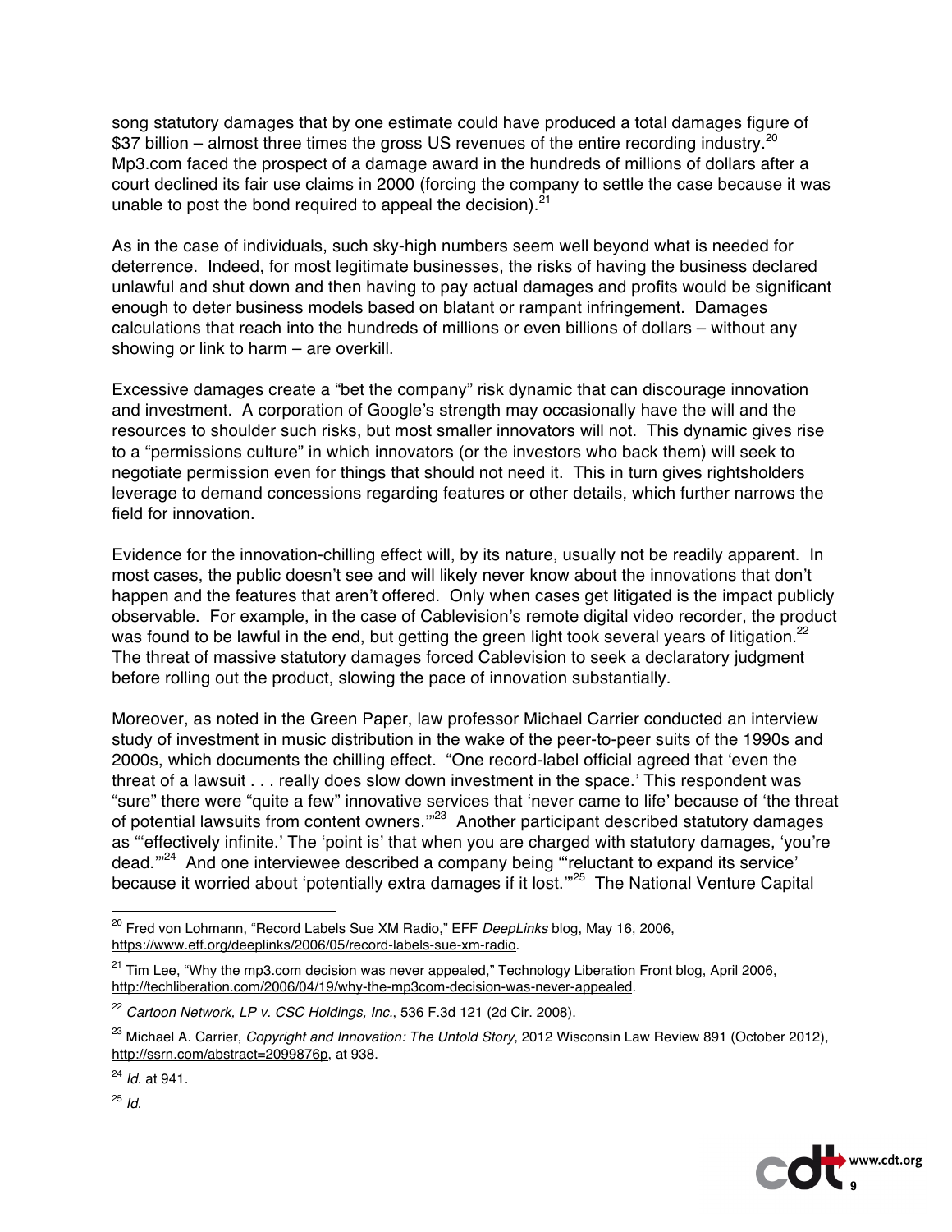song statutory damages that by one estimate could have produced a total damages figure of $37 billion – almost three times the gross US revenues of the entire recording industry.[20] Mp3.com faced the prospect of a damage award in the hundreds of millions of dollars after a court declined its fair use claims in 2000 (forcing the company to settle the case because it was unable to post the bond required to appeal the decision).[21]

As in the case of individuals, such sky-high numbers seem well beyond what is needed for deterrence. Indeed, for most legitimate businesses, the risks of having the business declared unlawful and shut down and then having to pay actual damages and profits would be significant enough to deter business models based on blatant or rampant infringement. Damages calculations that reach into the hundreds of millions or even billions of dollars – without any showing or link to harm – are overkill.

Excessive damages create a "bet the company" risk dynamic that can discourage innovation and investment. A corporation of Google's strength may occasionally have the will and the resources to shoulder such risks, but most smaller innovators will not. This dynamic gives rise to a "permissions culture" in which innovators (or the investors who back them) will seek to negotiate permission even for things that should not need it. This in turn gives rightsholders leverage to demand concessions regarding features or other details, which further narrows the field for innovation.

Evidence for the innovation-chilling effect will, by its nature, usually not be readily apparent. In most cases, the public doesn't see and will likely never know about the innovations that don't happen and the features that aren't offered. Only when cases get litigated is the impact publicly observable. For example, in the case of Cablevision's remote digital video recorder, the product was found to be lawful in the end, but getting the green light took several years of litigation.[22] The threat of massive statutory damages forced Cablevision to seek a declaratory judgment before rolling out the product, slowing the pace of innovation substantially.

Moreover, as noted in the Green Paper, law professor Michael Carrier conducted an interview study of investment in music distribution in the wake of the peer-to-peer suits of the 1990s and 2000s, which documents the chilling effect. "One record-label official agreed that 'even the threat of a lawsuit . . . really does slow down investment in the space.' This respondent was "sure" there were "quite a few" innovative services that 'never came to life' because of 'the threat of potential lawsuits from content owners.'"[23] Another participant described statutory damages as "'effectively infinite.' The 'point is' that when you are charged with statutory damages, 'you're dead.'"[24] And one interviewee described a company being "'reluctant to expand its service' because it worried about 'potentially extra damages if it lost.'"[25] The National Venture Capital

---

[20] Fred von Lohmann, "Record Labels Sue XM Radio," EFF *DeepLinks* blog, May 16, 2006, https://www.eff.org/deeplinks/2006/05/record-labels-sue-xm-radio.

[21] Tim Lee, "Why the mp3.com decision was never appealed," Technology Liberation Front blog, April 2006, http://techliberation.com/2006/04/19/why-the-mp3com-decision-was-never-appealed.

[22] *Cartoon Network, LP v. CSC Holdings, Inc.*, 536 F.3d 121 (2d Cir. 2008).

[23] Michael A. Carrier, *Copyright and Innovation: The Untold Story*, 2012 Wisconsin Law Review 891 (October 2012), http://ssrn.com/abstract=2099876p, at 938.

[24] *Id.* at 941.

[25] *Id.*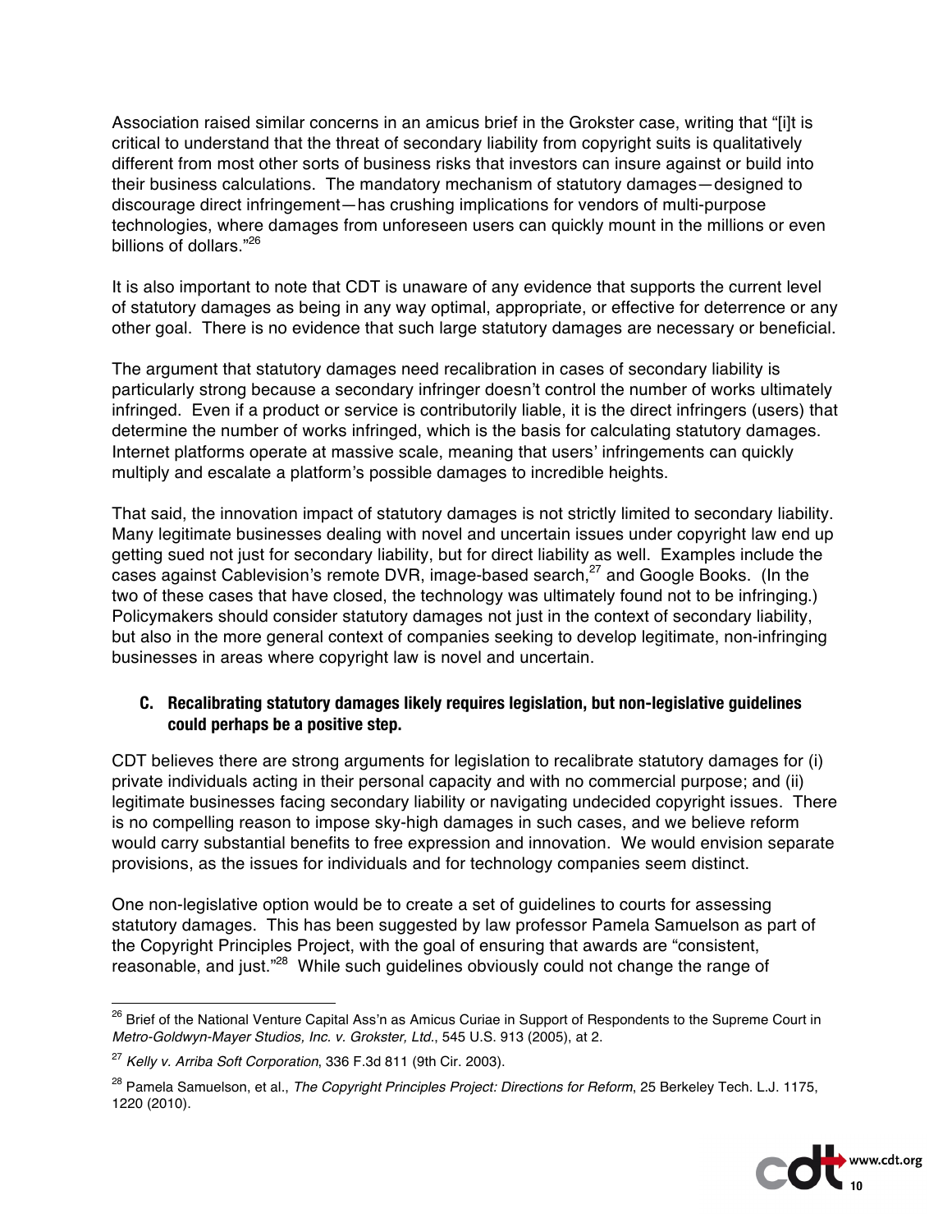Association raised similar concerns in an amicus brief in the Grokster case, writing that "[i]t is critical to understand that the threat of secondary liability from copyright suits is qualitatively different from most other sorts of business risks that investors can insure against or build into their business calculations. The mandatory mechanism of statutory damages—designed to discourage direct infringement—has crushing implications for vendors of multi-purpose technologies, where damages from unforeseen users can quickly mount in the millions or even billions of dollars."[26]

It is also important to note that CDT is unaware of any evidence that supports the current level of statutory damages as being in any way optimal, appropriate, or effective for deterrence or any other goal. There is no evidence that such large statutory damages are necessary or beneficial.

The argument that statutory damages need recalibration in cases of secondary liability is particularly strong because a secondary infringer doesn't control the number of works ultimately infringed. Even if a product or service is contributorily liable, it is the direct infringers (users) that determine the number of works infringed, which is the basis for calculating statutory damages. Internet platforms operate at massive scale, meaning that users' infringements can quickly multiply and escalate a platform's possible damages to incredible heights.

That said, the innovation impact of statutory damages is not strictly limited to secondary liability. Many legitimate businesses dealing with novel and uncertain issues under copyright law end up getting sued not just for secondary liability, but for direct liability as well. Examples include the cases against Cablevision's remote DVR, image-based search,[27] and Google Books. (In the two of these cases that have closed, the technology was ultimately found not to be infringing.) Policymakers should consider statutory damages not just in the context of secondary liability, but also in the more general context of companies seeking to develop legitimate, non-infringing businesses in areas where copyright law is novel and uncertain.

### C. Recalibrating statutory damages likely requires legislation, but non-legislative guidelines could perhaps be a positive step.

CDT believes there are strong arguments for legislation to recalibrate statutory damages for (i) private individuals acting in their personal capacity and with no commercial purpose; and (ii) legitimate businesses facing secondary liability or navigating undecided copyright issues. There is no compelling reason to impose sky-high damages in such cases, and we believe reform would carry substantial benefits to free expression and innovation. We would envision separate provisions, as the issues for individuals and for technology companies seem distinct.

One non-legislative option would be to create a set of guidelines to courts for assessing statutory damages. This has been suggested by law professor Pamela Samuelson as part of the Copyright Principles Project, with the goal of ensuring that awards are "consistent, reasonable, and just."[28] While such guidelines obviously could not change the range of

---

[26] Brief of the National Venture Capital Ass'n as Amicus Curiae in Support of Respondents to the Supreme Court in *Metro-Goldwyn-Mayer Studios, Inc. v. Grokster, Ltd.*, 545 U.S. 913 (2005), at 2.

[27] *Kelly v. Arriba Soft Corporation*, 336 F.3d 811 (9th Cir. 2003).

[28] Pamela Samuelson, et al., *The Copyright Principles Project: Directions for Reform*, 25 Berkeley Tech. L.J. 1175, 1220 (2010).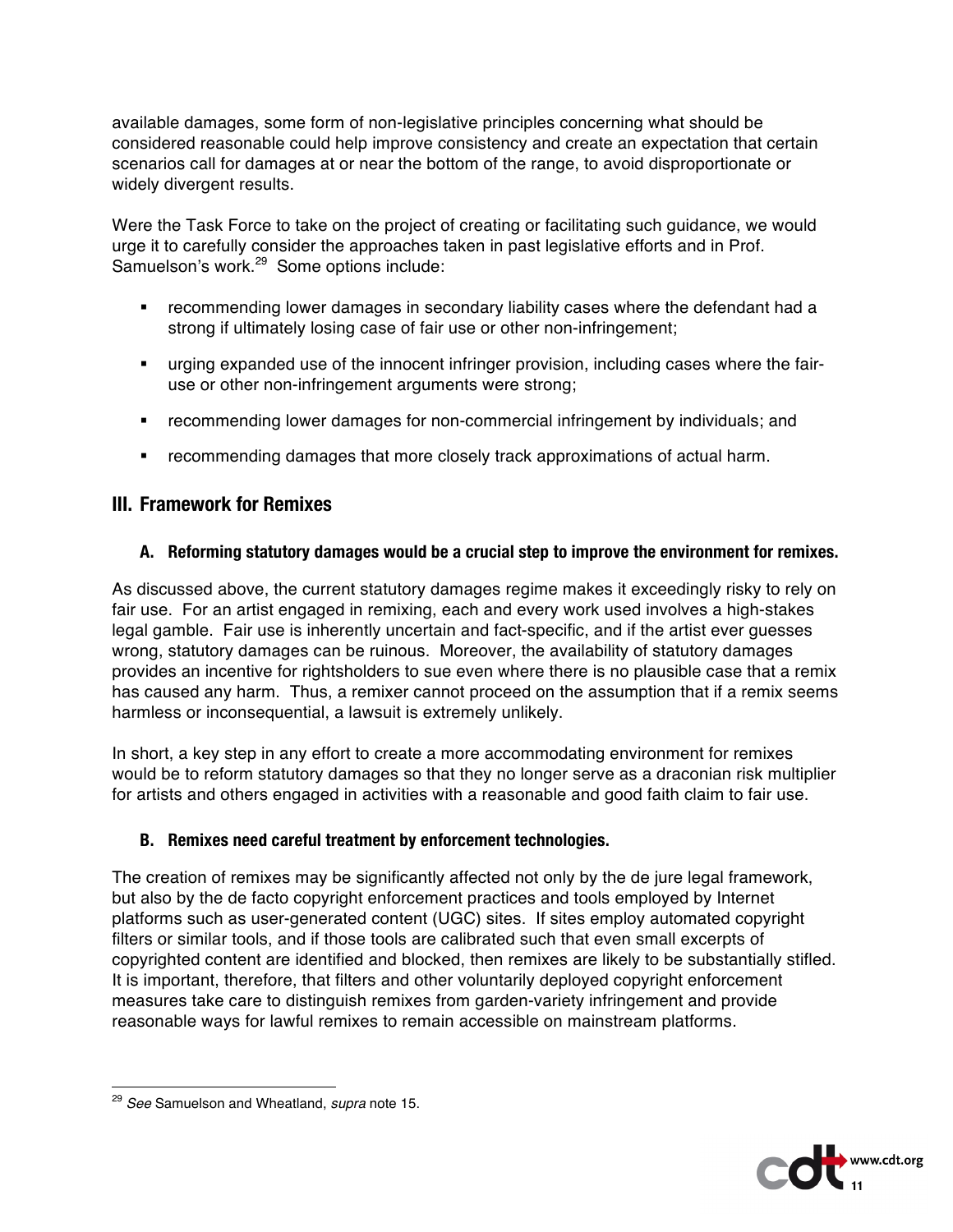available damages, some form of non-legislative principles concerning what should be considered reasonable could help improve consistency and create an expectation that certain scenarios call for damages at or near the bottom of the range, to avoid disproportionate or widely divergent results.

Were the Task Force to take on the project of creating or facilitating such guidance, we would urge it to carefully consider the approaches taken in past legislative efforts and in Prof. Samuelson's work.[29] Some options include:

- recommending lower damages in secondary liability cases where the defendant had a strong if ultimately losing case of fair use or other non-infringement;
- urging expanded use of the innocent infringer provision, including cases where the fair-use or other non-infringement arguments were strong;
- recommending lower damages for non-commercial infringement by individuals; and
- recommending damages that more closely track approximations of actual harm.

## III. Framework for Remixes

### A. Reforming statutory damages would be a crucial step to improve the environment for remixes.

As discussed above, the current statutory damages regime makes it exceedingly risky to rely on fair use. For an artist engaged in remixing, each and every work used involves a high-stakes legal gamble. Fair use is inherently uncertain and fact-specific, and if the artist ever guesses wrong, statutory damages can be ruinous. Moreover, the availability of statutory damages provides an incentive for rightsholders to sue even where there is no plausible case that a remix has caused any harm. Thus, a remixer cannot proceed on the assumption that if a remix seems harmless or inconsequential, a lawsuit is extremely unlikely.

In short, a key step in any effort to create a more accommodating environment for remixes would be to reform statutory damages so that they no longer serve as a draconian risk multiplier for artists and others engaged in activities with a reasonable and good faith claim to fair use.

### B. Remixes need careful treatment by enforcement technologies.

The creation of remixes may be significantly affected not only by the de jure legal framework, but also by the de facto copyright enforcement practices and tools employed by Internet platforms such as user-generated content (UGC) sites. If sites employ automated copyright filters or similar tools, and if those tools are calibrated such that even small excerpts of copyrighted content are identified and blocked, then remixes are likely to be substantially stifled. It is important, therefore, that filters and other voluntarily deployed copyright enforcement measures take care to distinguish remixes from garden-variety infringement and provide reasonable ways for lawful remixes to remain accessible on mainstream platforms.

---

[29] *See* Samuelson and Wheatland, *supra* note 15.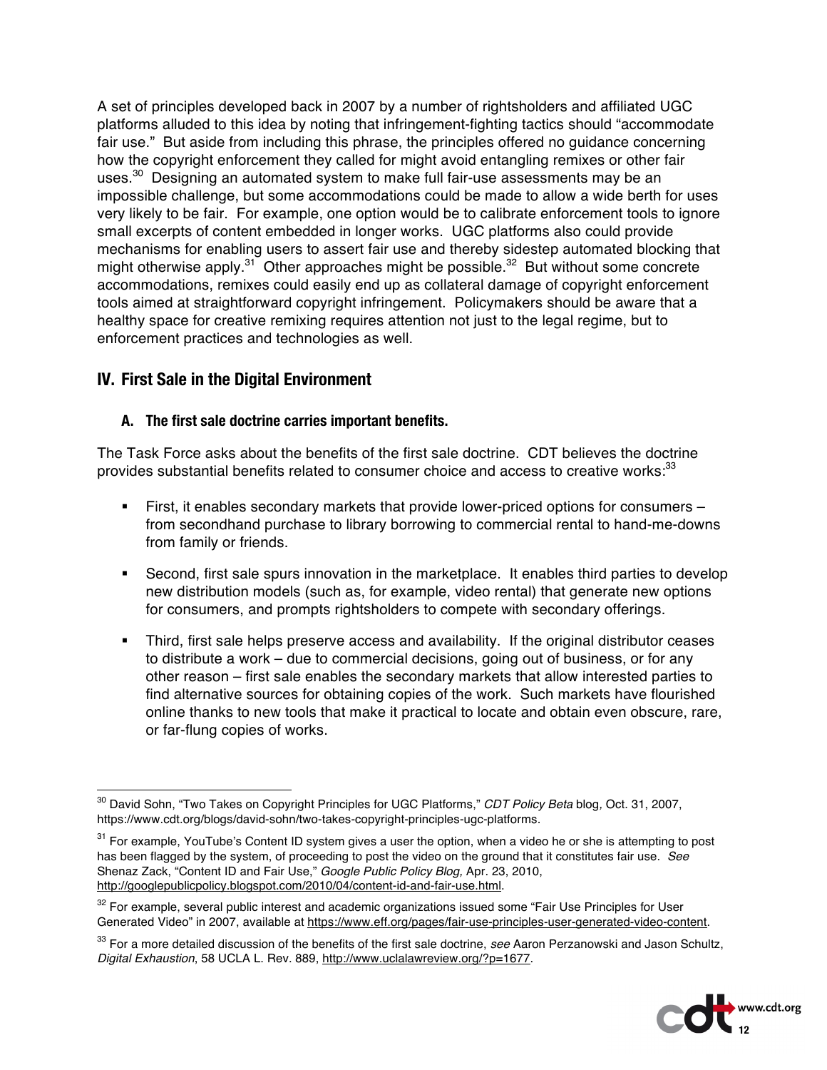A set of principles developed back in 2007 by a number of rightsholders and affiliated UGC platforms alluded to this idea by noting that infringement-fighting tactics should "accommodate fair use." But aside from including this phrase, the principles offered no guidance concerning how the copyright enforcement they called for might avoid entangling remixes or other fair uses.[30] Designing an automated system to make full fair-use assessments may be an impossible challenge, but some accommodations could be made to allow a wide berth for uses very likely to be fair. For example, one option would be to calibrate enforcement tools to ignore small excerpts of content embedded in longer works. UGC platforms also could provide mechanisms for enabling users to assert fair use and thereby sidestep automated blocking that might otherwise apply.[31] Other approaches might be possible.[32] But without some concrete accommodations, remixes could easily end up as collateral damage of copyright enforcement tools aimed at straightforward copyright infringement. Policymakers should be aware that a healthy space for creative remixing requires attention not just to the legal regime, but to enforcement practices and technologies as well.

## IV. First Sale in the Digital Environment

### A. The first sale doctrine carries important benefits.

The Task Force asks about the benefits of the first sale doctrine. CDT believes the doctrine provides substantial benefits related to consumer choice and access to creative works:[33]

- First, it enables secondary markets that provide lower-priced options for consumers – from secondhand purchase to library borrowing to commercial rental to hand-me-downs from family or friends.
- Second, first sale spurs innovation in the marketplace. It enables third parties to develop new distribution models (such as, for example, video rental) that generate new options for consumers, and prompts rightsholders to compete with secondary offerings.
- Third, first sale helps preserve access and availability. If the original distributor ceases to distribute a work – due to commercial decisions, going out of business, or for any other reason – first sale enables the secondary markets that allow interested parties to find alternative sources for obtaining copies of the work. Such markets have flourished online thanks to new tools that make it practical to locate and obtain even obscure, rare, or far-flung copies of works.

---

[30] David Sohn, "Two Takes on Copyright Principles for UGC Platforms," *CDT Policy Beta* blog, Oct. 31, 2007, https://www.cdt.org/blogs/david-sohn/two-takes-copyright-principles-ugc-platforms.

[31] For example, YouTube's Content ID system gives a user the option, when a video he or she is attempting to post has been flagged by the system, of proceeding to post the video on the ground that it constitutes fair use. *See* Shenaz Zack, "Content ID and Fair Use," *Google Public Policy Blog,* Apr. 23, 2010, http://googlepublicpolicy.blogspot.com/2010/04/content-id-and-fair-use.html.

[32] For example, several public interest and academic organizations issued some "Fair Use Principles for User Generated Video" in 2007, available at https://www.eff.org/pages/fair-use-principles-user-generated-video-content.

[33] For a more detailed discussion of the benefits of the first sale doctrine, *see* Aaron Perzanowski and Jason Schultz, *Digital Exhaustion*, 58 UCLA L. Rev. 889, http://www.uclalawreview.org/?p=1677.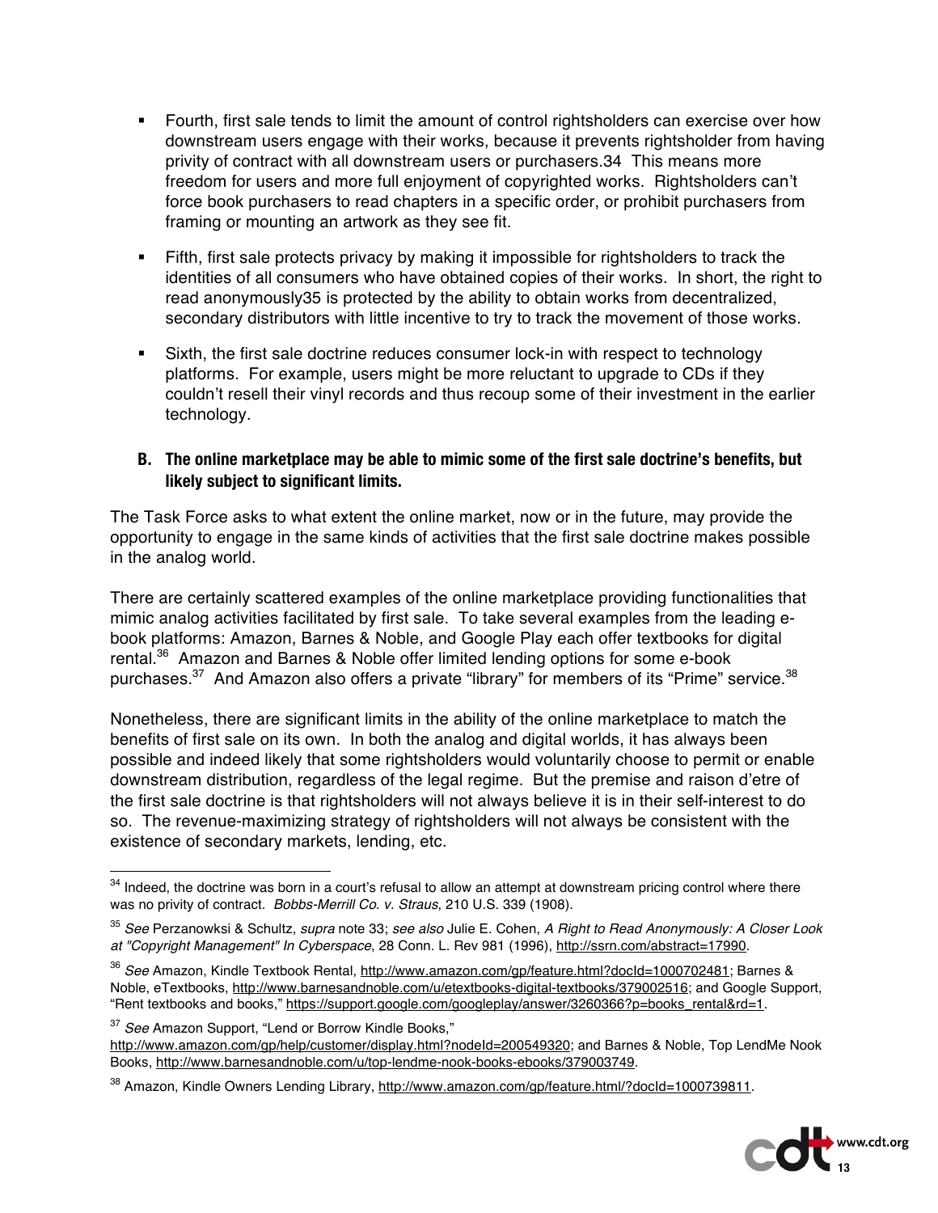- Fourth, first sale tends to limit the amount of control rightsholders can exercise over how downstream users engage with their works, because it prevents rightsholder from having privity of contract with all downstream users or purchasers.34 This means more freedom for users and more full enjoyment of copyrighted works. Rightsholders can't force book purchasers to read chapters in a specific order, or prohibit purchasers from framing or mounting an artwork as they see fit.

- Fifth, first sale protects privacy by making it impossible for rightsholders to track the identities of all consumers who have obtained copies of their works. In short, the right to read anonymously35 is protected by the ability to obtain works from decentralized, secondary distributors with little incentive to try to track the movement of those works.

- Sixth, the first sale doctrine reduces consumer lock-in with respect to technology platforms. For example, users might be more reluctant to upgrade to CDs if they couldn't resell their vinyl records and thus recoup some of their investment in the earlier technology.

### B. The online marketplace may be able to mimic some of the first sale doctrine's benefits, but likely subject to significant limits.

The Task Force asks to what extent the online market, now or in the future, may provide the opportunity to engage in the same kinds of activities that the first sale doctrine makes possible in the analog world.

There are certainly scattered examples of the online marketplace providing functionalities that mimic analog activities facilitated by first sale. To take several examples from the leading e-book platforms: Amazon, Barnes & Noble, and Google Play each offer textbooks for digital rental.[36] Amazon and Barnes & Noble offer limited lending options for some e-book purchases.[37] And Amazon also offers a private "library" for members of its "Prime" service.[38]

Nonetheless, there are significant limits in the ability of the online marketplace to match the benefits of first sale on its own. In both the analog and digital worlds, it has always been possible and indeed likely that some rightsholders would voluntarily choose to permit or enable downstream distribution, regardless of the legal regime. But the premise and raison d'etre of the first sale doctrine is that rightsholders will not always believe it is in their self-interest to do so. The revenue-maximizing strategy of rightsholders will not always be consistent with the existence of secondary markets, lending, etc.

---

[34] Indeed, the doctrine was born in a court's refusal to allow an attempt at downstream pricing control where there was no privity of contract. *Bobbs-Merrill Co. v. Straus*, 210 U.S. 339 (1908).

[35] *See* Perzanowksi & Schultz, *supra* note 33; *see also* Julie E. Cohen, *A Right to Read Anonymously: A Closer Look at "Copyright Management" In Cyberspace*, 28 Conn. L. Rev 981 (1996), http://ssrn.com/abstract=17990.

[36] *See* Amazon, Kindle Textbook Rental, http://www.amazon.com/gp/feature.html?docId=1000702481; Barnes & Noble, eTextbooks, http://www.barnesandnoble.com/u/etextbooks-digital-textbooks/379002516; and Google Support, "Rent textbooks and books," https://support.google.com/googleplay/answer/3260366?p=books_rental&rd=1.

[37] *See* Amazon Support, "Lend or Borrow Kindle Books," http://www.amazon.com/gp/help/customer/display.html?nodeId=200549320; and Barnes & Noble, Top LendMe Nook Books, http://www.barnesandnoble.com/u/top-lendme-nook-books-ebooks/379003749.

[38] Amazon, Kindle Owners Lending Library, http://www.amazon.com/gp/feature.html/?docId=1000739811.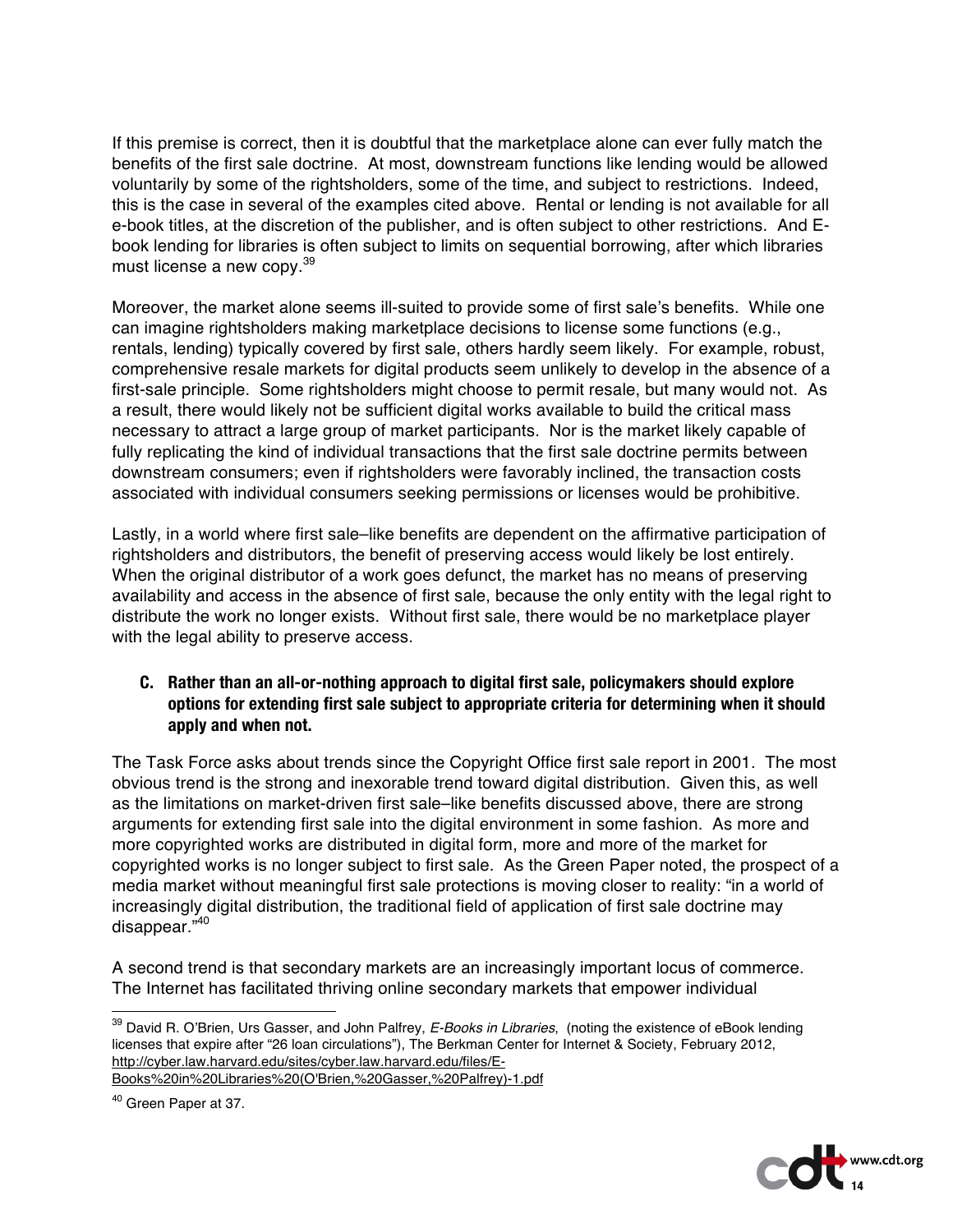If this premise is correct, then it is doubtful that the marketplace alone can ever fully match the benefits of the first sale doctrine. At most, downstream functions like lending would be allowed voluntarily by some of the rightsholders, some of the time, and subject to restrictions. Indeed, this is the case in several of the examples cited above. Rental or lending is not available for all e-book titles, at the discretion of the publisher, and is often subject to other restrictions. And E-book lending for libraries is often subject to limits on sequential borrowing, after which libraries must license a new copy.[39]

Moreover, the market alone seems ill-suited to provide some of first sale's benefits. While one can imagine rightsholders making marketplace decisions to license some functions (e.g., rentals, lending) typically covered by first sale, others hardly seem likely. For example, robust, comprehensive resale markets for digital products seem unlikely to develop in the absence of a first-sale principle. Some rightsholders might choose to permit resale, but many would not. As a result, there would likely not be sufficient digital works available to build the critical mass necessary to attract a large group of market participants. Nor is the market likely capable of fully replicating the kind of individual transactions that the first sale doctrine permits between downstream consumers; even if rightsholders were favorably inclined, the transaction costs associated with individual consumers seeking permissions or licenses would be prohibitive.

Lastly, in a world where first sale–like benefits are dependent on the affirmative participation of rightsholders and distributors, the benefit of preserving access would likely be lost entirely. When the original distributor of a work goes defunct, the market has no means of preserving availability and access in the absence of first sale, because the only entity with the legal right to distribute the work no longer exists. Without first sale, there would be no marketplace player with the legal ability to preserve access.

### C. Rather than an all-or-nothing approach to digital first sale, policymakers should explore options for extending first sale subject to appropriate criteria for determining when it should apply and when not.

The Task Force asks about trends since the Copyright Office first sale report in 2001. The most obvious trend is the strong and inexorable trend toward digital distribution. Given this, as well as the limitations on market-driven first sale–like benefits discussed above, there are strong arguments for extending first sale into the digital environment in some fashion. As more and more copyrighted works are distributed in digital form, more and more of the market for copyrighted works is no longer subject to first sale. As the Green Paper noted, the prospect of a media market without meaningful first sale protections is moving closer to reality: "in a world of increasingly digital distribution, the traditional field of application of first sale doctrine may disappear."[40]

A second trend is that secondary markets are an increasingly important locus of commerce. The Internet has facilitated thriving online secondary markets that empower individual

---

[39] David R. O'Brien, Urs Gasser, and John Palfrey, *E-Books in Libraries*, (noting the existence of eBook lending licenses that expire after "26 loan circulations"), The Berkman Center for Internet & Society, February 2012, http://cyber.law.harvard.edu/sites/cyber.law.harvard.edu/files/E-Books%20in%20Libraries%20(O'Brien,%20Gasser,%20Palfrey)-1.pdf

[40] Green Paper at 37.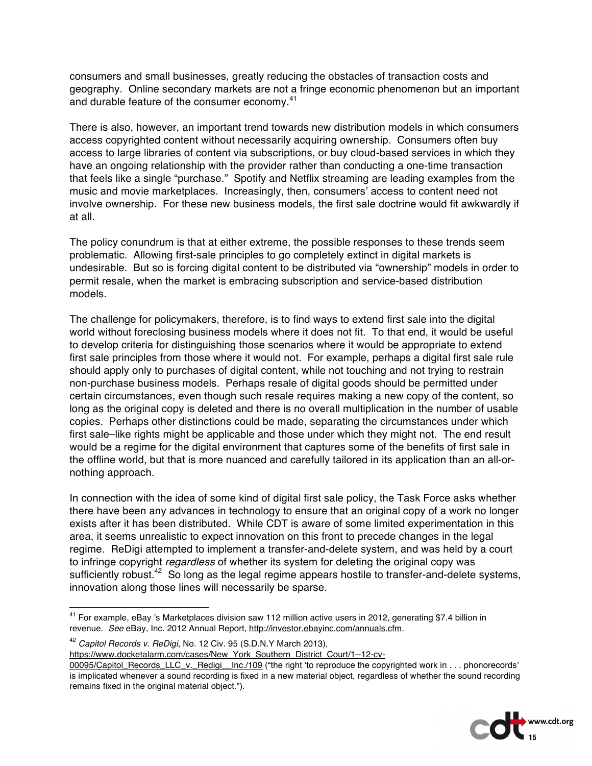consumers and small businesses, greatly reducing the obstacles of transaction costs and geography. Online secondary markets are not a fringe economic phenomenon but an important and durable feature of the consumer economy.[41]

There is also, however, an important trend towards new distribution models in which consumers access copyrighted content without necessarily acquiring ownership. Consumers often buy access to large libraries of content via subscriptions, or buy cloud-based services in which they have an ongoing relationship with the provider rather than conducting a one-time transaction that feels like a single "purchase." Spotify and Netflix streaming are leading examples from the music and movie marketplaces. Increasingly, then, consumers' access to content need not involve ownership. For these new business models, the first sale doctrine would fit awkwardly if at all.

The policy conundrum is that at either extreme, the possible responses to these trends seem problematic. Allowing first-sale principles to go completely extinct in digital markets is undesirable. But so is forcing digital content to be distributed via "ownership" models in order to permit resale, when the market is embracing subscription and service-based distribution models.

The challenge for policymakers, therefore, is to find ways to extend first sale into the digital world without foreclosing business models where it does not fit. To that end, it would be useful to develop criteria for distinguishing those scenarios where it would be appropriate to extend first sale principles from those where it would not. For example, perhaps a digital first sale rule should apply only to purchases of digital content, while not touching and not trying to restrain non-purchase business models. Perhaps resale of digital goods should be permitted under certain circumstances, even though such resale requires making a new copy of the content, so long as the original copy is deleted and there is no overall multiplication in the number of usable copies. Perhaps other distinctions could be made, separating the circumstances under which first sale–like rights might be applicable and those under which they might not. The end result would be a regime for the digital environment that captures some of the benefits of first sale in the offline world, but that is more nuanced and carefully tailored in its application than an all-or-nothing approach.

In connection with the idea of some kind of digital first sale policy, the Task Force asks whether there have been any advances in technology to ensure that an original copy of a work no longer exists after it has been distributed. While CDT is aware of some limited experimentation in this area, it seems unrealistic to expect innovation on this front to precede changes in the legal regime. ReDigi attempted to implement a transfer-and-delete system, and was held by a court to infringe copyright *regardless* of whether its system for deleting the original copy was sufficiently robust.[42] So long as the legal regime appears hostile to transfer-and-delete systems, innovation along those lines will necessarily be sparse.

---

[41] For example, eBay 's Marketplaces division saw 112 million active users in 2012, generating $7.4 billion in revenue. *See* eBay, Inc. 2012 Annual Report, http://investor.ebayinc.com/annuals.cfm.

[42] *Capitol Records v. ReDigi*, No. 12 Civ. 95 (S.D.N.Y March 2013), https://www.docketalarm.com/cases/New_York_Southern_District_Court/1--12-cv-00095/Capitol_Records_LLC_v._Redigi__Inc./109 ("the right 'to reproduce the copyrighted work in . . . phonorecords' is implicated whenever a sound recording is fixed in a new material object, regardless of whether the sound recording remains fixed in the original material object.").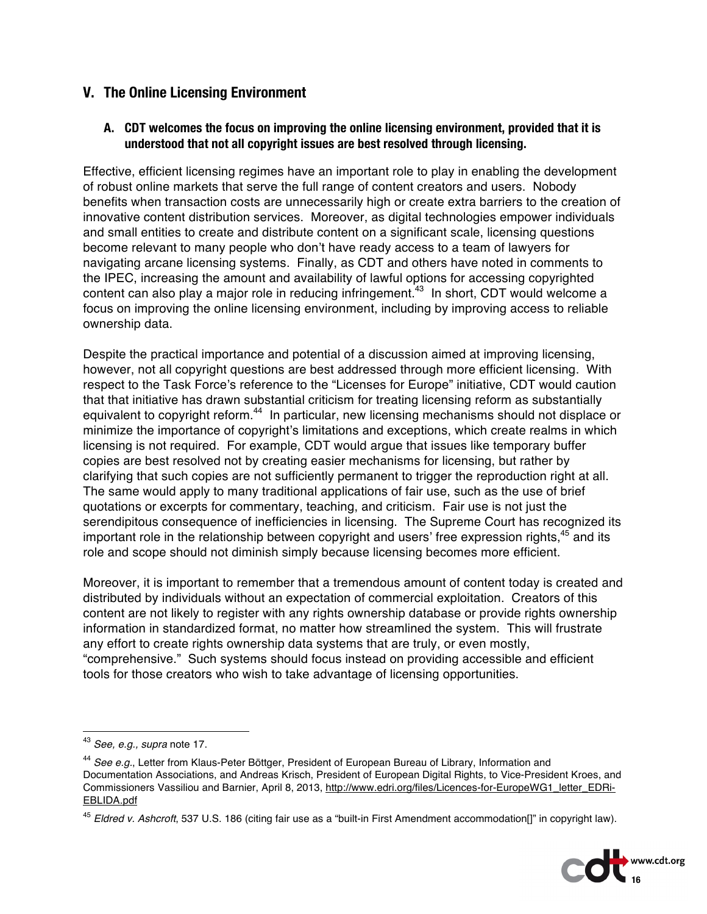## V. The Online Licensing Environment

### A. CDT welcomes the focus on improving the online licensing environment, provided that it is understood that not all copyright issues are best resolved through licensing.

Effective, efficient licensing regimes have an important role to play in enabling the development of robust online markets that serve the full range of content creators and users. Nobody benefits when transaction costs are unnecessarily high or create extra barriers to the creation of innovative content distribution services. Moreover, as digital technologies empower individuals and small entities to create and distribute content on a significant scale, licensing questions become relevant to many people who don't have ready access to a team of lawyers for navigating arcane licensing systems. Finally, as CDT and others have noted in comments to the IPEC, increasing the amount and availability of lawful options for accessing copyrighted content can also play a major role in reducing infringement.[43] In short, CDT would welcome a focus on improving the online licensing environment, including by improving access to reliable ownership data.

Despite the practical importance and potential of a discussion aimed at improving licensing, however, not all copyright questions are best addressed through more efficient licensing. With respect to the Task Force's reference to the "Licenses for Europe" initiative, CDT would caution that that initiative has drawn substantial criticism for treating licensing reform as substantially equivalent to copyright reform.[44] In particular, new licensing mechanisms should not displace or minimize the importance of copyright's limitations and exceptions, which create realms in which licensing is not required. For example, CDT would argue that issues like temporary buffer copies are best resolved not by creating easier mechanisms for licensing, but rather by clarifying that such copies are not sufficiently permanent to trigger the reproduction right at all. The same would apply to many traditional applications of fair use, such as the use of brief quotations or excerpts for commentary, teaching, and criticism. Fair use is not just the serendipitous consequence of inefficiencies in licensing. The Supreme Court has recognized its important role in the relationship between copyright and users' free expression rights,[45] and its role and scope should not diminish simply because licensing becomes more efficient.

Moreover, it is important to remember that a tremendous amount of content today is created and distributed by individuals without an expectation of commercial exploitation. Creators of this content are not likely to register with any rights ownership database or provide rights ownership information in standardized format, no matter how streamlined the system. This will frustrate any effort to create rights ownership data systems that are truly, or even mostly, "comprehensive." Such systems should focus instead on providing accessible and efficient tools for those creators who wish to take advantage of licensing opportunities.

---

[43] *See, e.g., supra* note 17.

[44] *See e.g.*, Letter from Klaus-Peter Böttger, President of European Bureau of Library, Information and Documentation Associations, and Andreas Krisch, President of European Digital Rights, to Vice-President Kroes, and Commissioners Vassiliou and Barnier, April 8, 2013, http://www.edri.org/files/Licences-for-EuropeWG1_letter_EDRi-EBLIDA.pdf

[45] *Eldred v. Ashcroft*, 537 U.S. 186 (citing fair use as a "built-in First Amendment accommodation[]" in copyright law).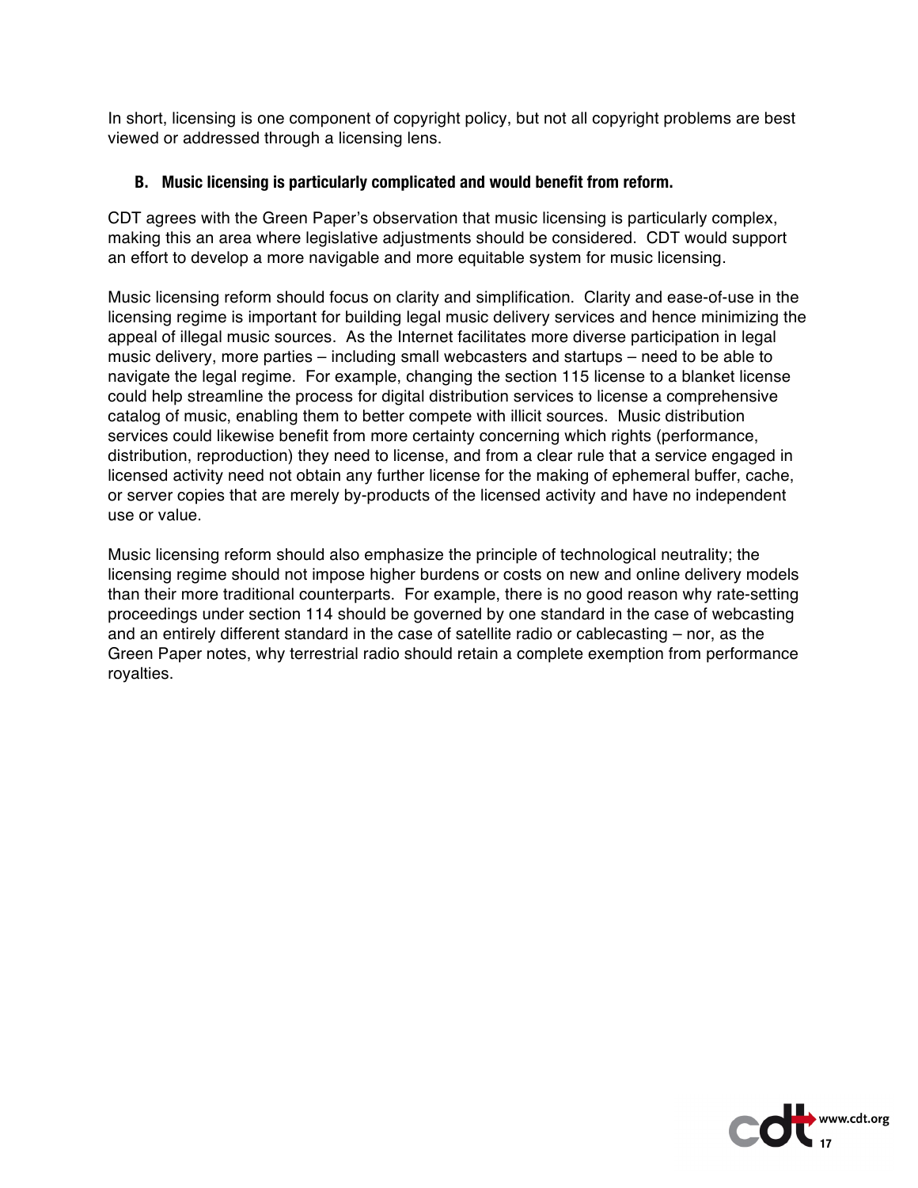In short, licensing is one component of copyright policy, but not all copyright problems are best viewed or addressed through a licensing lens.

### B. Music licensing is particularly complicated and would benefit from reform.

CDT agrees with the Green Paper's observation that music licensing is particularly complex, making this an area where legislative adjustments should be considered. CDT would support an effort to develop a more navigable and more equitable system for music licensing.

Music licensing reform should focus on clarity and simplification. Clarity and ease-of-use in the licensing regime is important for building legal music delivery services and hence minimizing the appeal of illegal music sources. As the Internet facilitates more diverse participation in legal music delivery, more parties – including small webcasters and startups – need to be able to navigate the legal regime. For example, changing the section 115 license to a blanket license could help streamline the process for digital distribution services to license a comprehensive catalog of music, enabling them to better compete with illicit sources. Music distribution services could likewise benefit from more certainty concerning which rights (performance, distribution, reproduction) they need to license, and from a clear rule that a service engaged in licensed activity need not obtain any further license for the making of ephemeral buffer, cache, or server copies that are merely by-products of the licensed activity and have no independent use or value.

Music licensing reform should also emphasize the principle of technological neutrality; the licensing regime should not impose higher burdens or costs on new and online delivery models than their more traditional counterparts. For example, there is no good reason why rate-setting proceedings under section 114 should be governed by one standard in the case of webcasting and an entirely different standard in the case of satellite radio or cablecasting – nor, as the Green Paper notes, why terrestrial radio should retain a complete exemption from performance royalties.